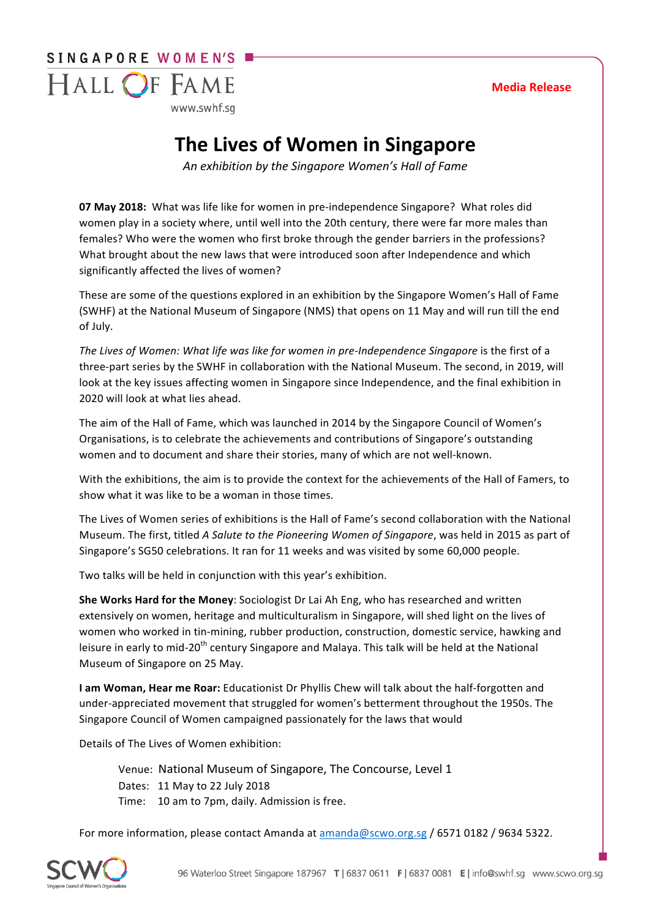SINGAPORE WOMEN'S HALL OF FAME

www.swhf.sg

**Media Release**

# The Lives of Women in Singapore

*An exhibition by the Singapore Women's Hall of Fame*

**07 May 2018:** What was life like for women in pre-independence Singapore? What roles did women play in a society where, until well into the 20th century, there were far more males than females? Who were the women who first broke through the gender barriers in the professions? What brought about the new laws that were introduced soon after Independence and which significantly affected the lives of women?

These are some of the questions explored in an exhibition by the Singapore Women's Hall of Fame (SWHF) at the National Museum of Singapore (NMS) that opens on 11 May and will run till the end of July.

*The Lives of Women: What life was like for women in pre-Independence Singapore* is the first of a three-part series by the SWHF in collaboration with the National Museum. The second, in 2019, will look at the key issues affecting women in Singapore since Independence, and the final exhibition in 2020 will look at what lies ahead.

The aim of the Hall of Fame, which was launched in 2014 by the Singapore Council of Women's Organisations, is to celebrate the achievements and contributions of Singapore's outstanding women and to document and share their stories, many of which are not well-known.

With the exhibitions, the aim is to provide the context for the achievements of the Hall of Famers, to show what it was like to be a woman in those times.

The Lives of Women series of exhibitions is the Hall of Fame's second collaboration with the National Museum. The first, titled *A Salute to the Pioneering Women of Singapore*, was held in 2015 as part of Singapore's SG50 celebrations. It ran for 11 weeks and was visited by some 60,000 people.

Two talks will be held in conjunction with this year's exhibition.

**She Works Hard for the Money**: Sociologist Dr Lai Ah Eng, who has researched and written extensively on women, heritage and multiculturalism in Singapore, will shed light on the lives of women who worked in tin-mining, rubber production, construction, domestic service, hawking and leisure in early to mid-20th century Singapore and Malaya. This talk will be held at the National Museum of Singapore on 25 May.

**I am Woman, Hear me Roar:** Educationist Dr Phyllis Chew will talk about the half-forgotten and under-appreciated movement that struggled for women's betterment throughout the 1950s. The Singapore Council of Women campaigned passionately for the laws that would

Details of The Lives of Women exhibition:

Venue: National Museum of Singapore, The Concourse, Level 1  
Dates: 11 May to 22 July 2018  
Time: 10 am to 7pm, daily. Admission is free.

For more information, please contact Amanda at amanda@scwo.org.sg / 6571 0182 / 9634 5322.

SCWO Singapore Council of Women's Organisations

96 Waterloo Street Singapore 187967 T | 6837 0611 F | 6837 0081 E | info@swhf.sg www.scwo.org.sg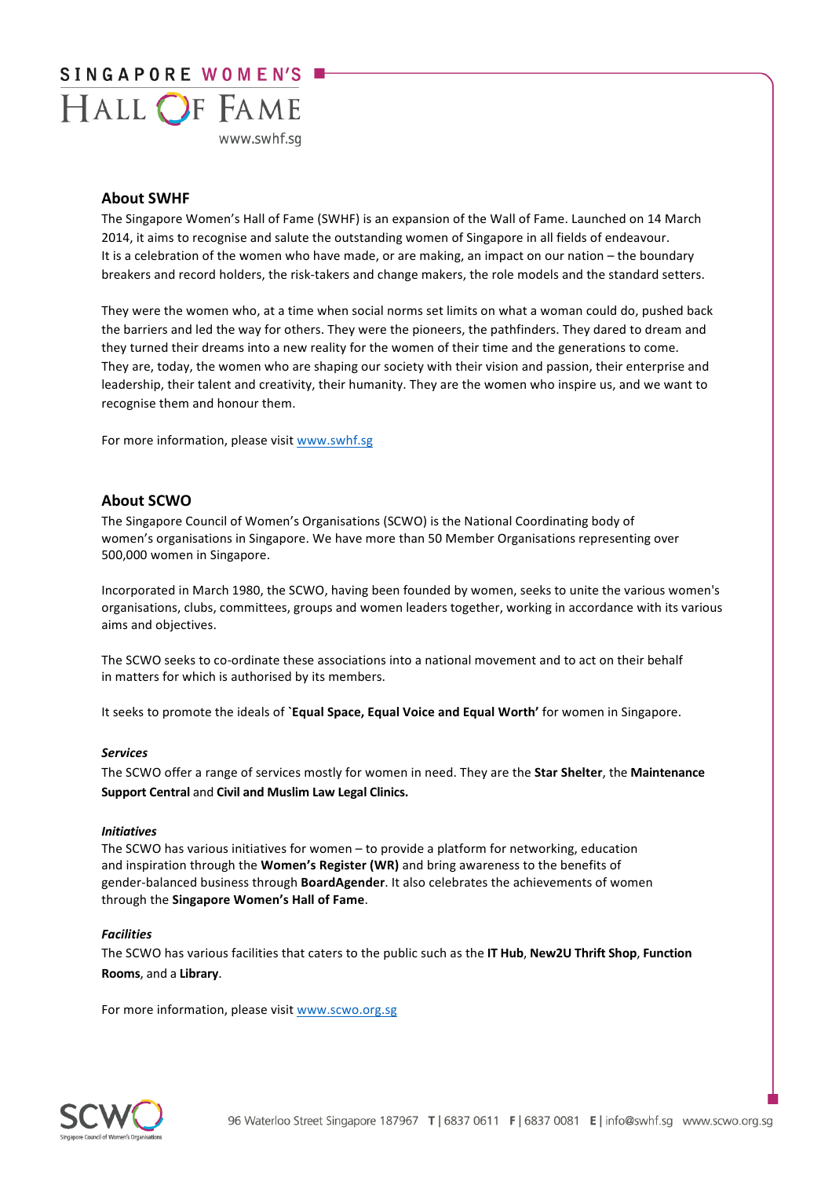## About SWHF

The Singapore Women's Hall of Fame (SWHF) is an expansion of the Wall of Fame. Launched on 14 March 2014, it aims to recognise and salute the outstanding women of Singapore in all fields of endeavour. It is a celebration of the women who have made, or are making, an impact on our nation – the boundary breakers and record holders, the risk-takers and change makers, the role models and the standard setters.

They were the women who, at a time when social norms set limits on what a woman could do, pushed back the barriers and led the way for others. They were the pioneers, the pathfinders. They dared to dream and they turned their dreams into a new reality for the women of their time and the generations to come. They are, today, the women who are shaping our society with their vision and passion, their enterprise and leadership, their talent and creativity, their humanity. They are the women who inspire us, and we want to recognise them and honour them.

For more information, please visit www.swhf.sg

## About SCWO

The Singapore Council of Women's Organisations (SCWO) is the National Coordinating body of women's organisations in Singapore. We have more than 50 Member Organisations representing over 500,000 women in Singapore.

Incorporated in March 1980, the SCWO, having been founded by women, seeks to unite the various women's organisations, clubs, committees, groups and women leaders together, working in accordance with its various aims and objectives.

The SCWO seeks to co-ordinate these associations into a national movement and to act on their behalf in matters for which is authorised by its members.

It seeks to promote the ideals of **`Equal Space, Equal Voice and Equal Worth'** for women in Singapore.

### *Services*

The SCWO offer a range of services mostly for women in need. They are the **Star Shelter**, the **Maintenance Support Central** and **Civil and Muslim Law Legal Clinics.**

### *Initiatives*

The SCWO has various initiatives for women – to provide a platform for networking, education and inspiration through the **Women's Register (WR)** and bring awareness to the benefits of gender-balanced business through **BoardAgender**. It also celebrates the achievements of women through the **Singapore Women's Hall of Fame**.

### *Facilities*

The SCWO has various facilities that caters to the public such as the **IT Hub**, **New2U Thrift Shop**, **Function Rooms**, and a **Library**.

For more information, please visit www.scwo.org.sg

96 Waterloo Street Singapore 187967 **T** | 6837 0611 **F** | 6837 0081 **E** | info@swhf.sg www.scwo.org.sg